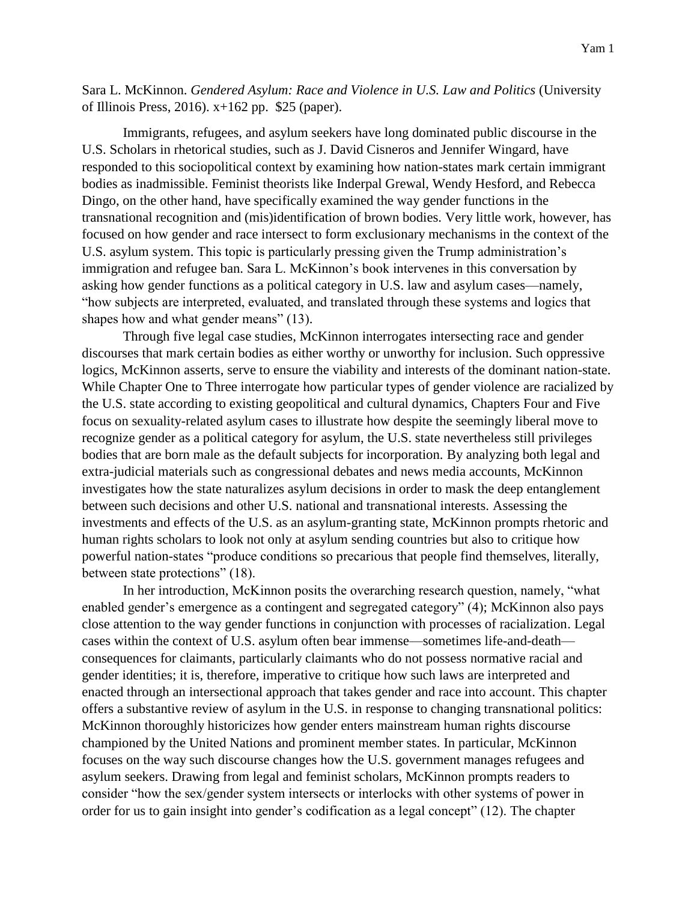Sara L. McKinnon. *Gendered Asylum: Race and Violence in U.S. Law and Politics* (University of Illinois Press, 2016). x+162 pp. $25 (paper).

Immigrants, refugees, and asylum seekers have long dominated public discourse in the U.S. Scholars in rhetorical studies, such as J. David Cisneros and Jennifer Wingard, have responded to this sociopolitical context by examining how nation-states mark certain immigrant bodies as inadmissible. Feminist theorists like Inderpal Grewal, Wendy Hesford, and Rebecca Dingo, on the other hand, have specifically examined the way gender functions in the transnational recognition and (mis)identification of brown bodies. Very little work, however, has focused on how gender and race intersect to form exclusionary mechanisms in the context of the U.S. asylum system. This topic is particularly pressing given the Trump administration's immigration and refugee ban. Sara L. McKinnon's book intervenes in this conversation by asking how gender functions as a political category in U.S. law and asylum cases—namely, "how subjects are interpreted, evaluated, and translated through these systems and logics that shapes how and what gender means" (13).

Through five legal case studies, McKinnon interrogates intersecting race and gender discourses that mark certain bodies as either worthy or unworthy for inclusion. Such oppressive logics, McKinnon asserts, serve to ensure the viability and interests of the dominant nation-state. While Chapter One to Three interrogate how particular types of gender violence are racialized by the U.S. state according to existing geopolitical and cultural dynamics, Chapters Four and Five focus on sexuality-related asylum cases to illustrate how despite the seemingly liberal move to recognize gender as a political category for asylum, the U.S. state nevertheless still privileges bodies that are born male as the default subjects for incorporation. By analyzing both legal and extra-judicial materials such as congressional debates and news media accounts, McKinnon investigates how the state naturalizes asylum decisions in order to mask the deep entanglement between such decisions and other U.S. national and transnational interests. Assessing the investments and effects of the U.S. as an asylum-granting state, McKinnon prompts rhetoric and human rights scholars to look not only at asylum sending countries but also to critique how powerful nation-states "produce conditions so precarious that people find themselves, literally, between state protections" (18).

In her introduction, McKinnon posits the overarching research question, namely, "what enabled gender's emergence as a contingent and segregated category" (4); McKinnon also pays close attention to the way gender functions in conjunction with processes of racialization. Legal cases within the context of U.S. asylum often bear immense—sometimes life-and-death—consequences for claimants, particularly claimants who do not possess normative racial and gender identities; it is, therefore, imperative to critique how such laws are interpreted and enacted through an intersectional approach that takes gender and race into account. This chapter offers a substantive review of asylum in the U.S. in response to changing transnational politics: McKinnon thoroughly historicizes how gender enters mainstream human rights discourse championed by the United Nations and prominent member states. In particular, McKinnon focuses on the way such discourse changes how the U.S. government manages refugees and asylum seekers. Drawing from legal and feminist scholars, McKinnon prompts readers to consider "how the sex/gender system intersects or interlocks with other systems of power in order for us to gain insight into gender's codification as a legal concept" (12). The chapter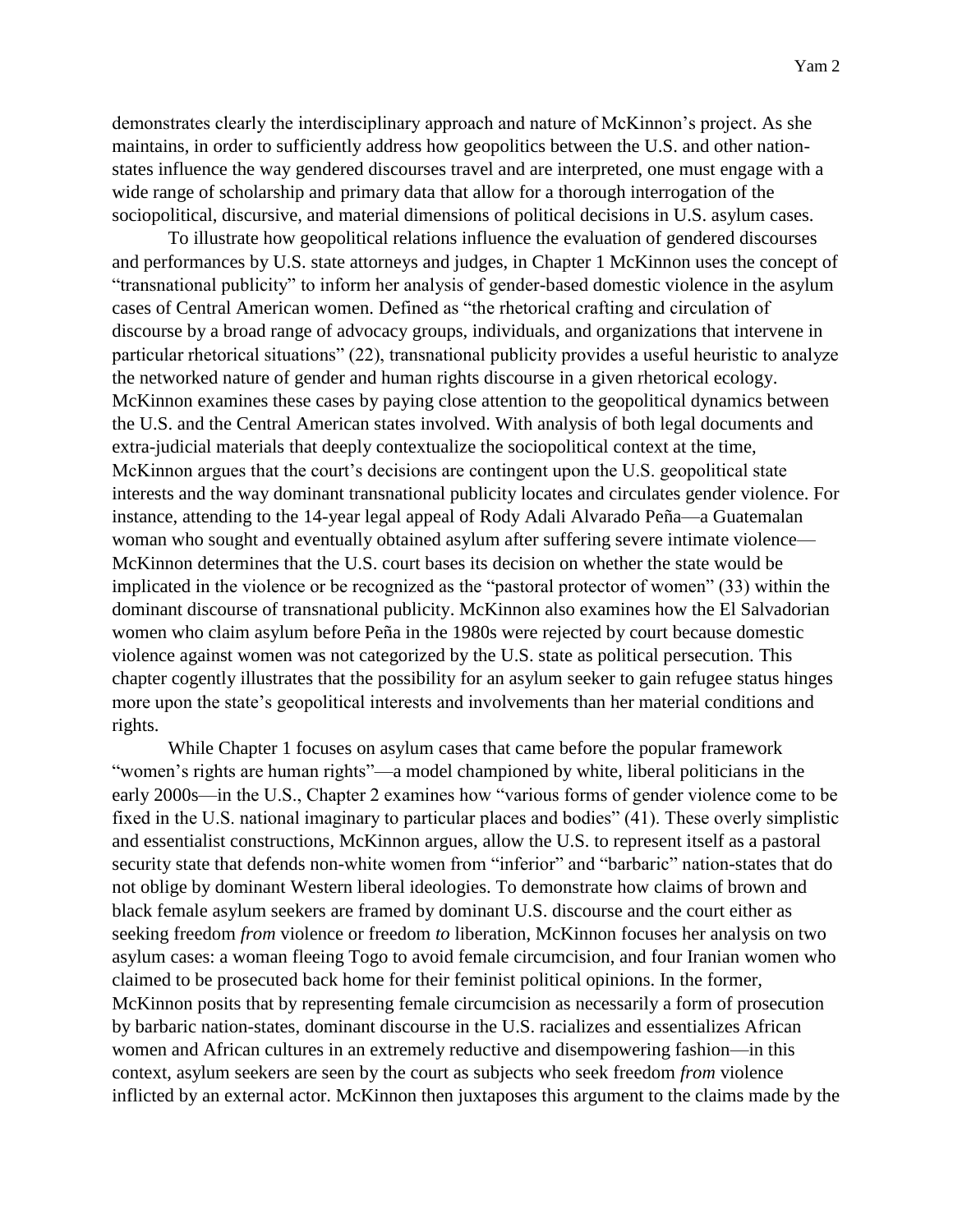demonstrates clearly the interdisciplinary approach and nature of McKinnon's project. As she maintains, in order to sufficiently address how geopolitics between the U.S. and other nation-states influence the way gendered discourses travel and are interpreted, one must engage with a wide range of scholarship and primary data that allow for a thorough interrogation of the sociopolitical, discursive, and material dimensions of political decisions in U.S. asylum cases.

To illustrate how geopolitical relations influence the evaluation of gendered discourses and performances by U.S. state attorneys and judges, in Chapter 1 McKinnon uses the concept of "transnational publicity" to inform her analysis of gender-based domestic violence in the asylum cases of Central American women. Defined as "the rhetorical crafting and circulation of discourse by a broad range of advocacy groups, individuals, and organizations that intervene in particular rhetorical situations" (22), transnational publicity provides a useful heuristic to analyze the networked nature of gender and human rights discourse in a given rhetorical ecology. McKinnon examines these cases by paying close attention to the geopolitical dynamics between the U.S. and the Central American states involved. With analysis of both legal documents and extra-judicial materials that deeply contextualize the sociopolitical context at the time, McKinnon argues that the court's decisions are contingent upon the U.S. geopolitical state interests and the way dominant transnational publicity locates and circulates gender violence. For instance, attending to the 14-year legal appeal of Rody Adali Alvarado Peña—a Guatemalan woman who sought and eventually obtained asylum after suffering severe intimate violence—McKinnon determines that the U.S. court bases its decision on whether the state would be implicated in the violence or be recognized as the "pastoral protector of women" (33) within the dominant discourse of transnational publicity. McKinnon also examines how the El Salvadorian women who claim asylum before Peña in the 1980s were rejected by court because domestic violence against women was not categorized by the U.S. state as political persecution. This chapter cogently illustrates that the possibility for an asylum seeker to gain refugee status hinges more upon the state's geopolitical interests and involvements than her material conditions and rights.

While Chapter 1 focuses on asylum cases that came before the popular framework "women's rights are human rights"—a model championed by white, liberal politicians in the early 2000s—in the U.S., Chapter 2 examines how "various forms of gender violence come to be fixed in the U.S. national imaginary to particular places and bodies" (41). These overly simplistic and essentialist constructions, McKinnon argues, allow the U.S. to represent itself as a pastoral security state that defends non-white women from "inferior" and "barbaric" nation-states that do not oblige by dominant Western liberal ideologies. To demonstrate how claims of brown and black female asylum seekers are framed by dominant U.S. discourse and the court either as seeking freedom *from* violence or freedom *to* liberation, McKinnon focuses her analysis on two asylum cases: a woman fleeing Togo to avoid female circumcision, and four Iranian women who claimed to be prosecuted back home for their feminist political opinions. In the former, McKinnon posits that by representing female circumcision as necessarily a form of prosecution by barbaric nation-states, dominant discourse in the U.S. racializes and essentializes African women and African cultures in an extremely reductive and disempowering fashion—in this context, asylum seekers are seen by the court as subjects who seek freedom *from* violence inflicted by an external actor. McKinnon then juxtaposes this argument to the claims made by the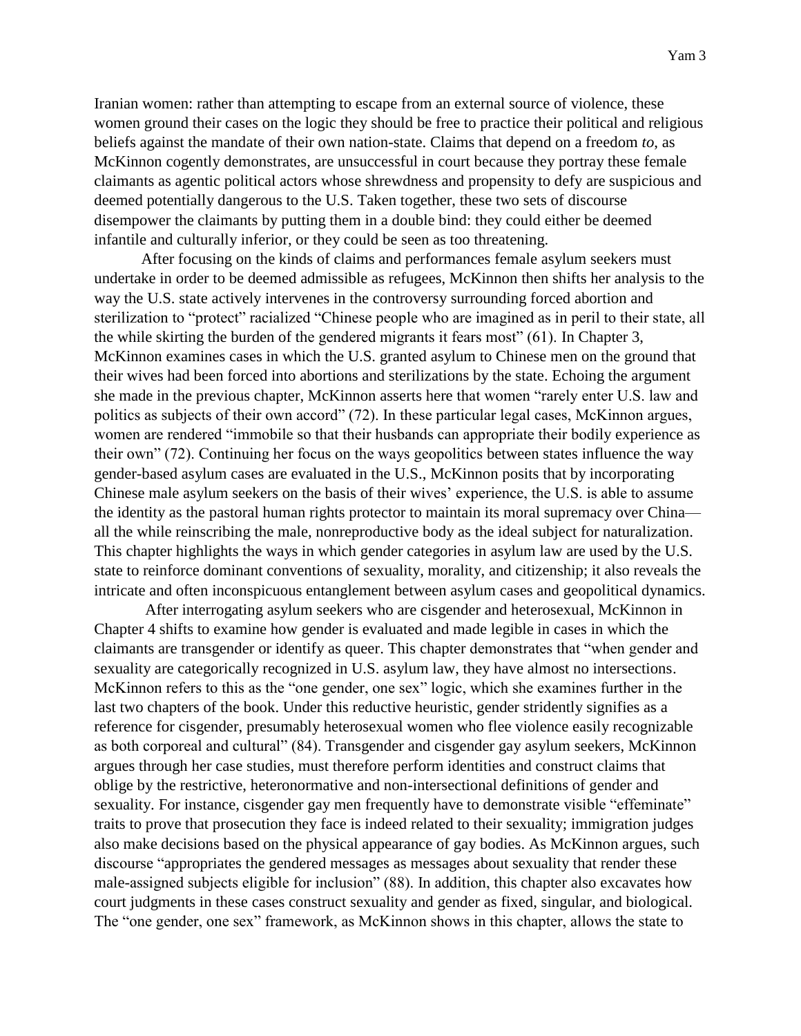Iranian women: rather than attempting to escape from an external source of violence, these women ground their cases on the logic they should be free to practice their political and religious beliefs against the mandate of their own nation-state. Claims that depend on a freedom *to*, as McKinnon cogently demonstrates, are unsuccessful in court because they portray these female claimants as agentic political actors whose shrewdness and propensity to defy are suspicious and deemed potentially dangerous to the U.S. Taken together, these two sets of discourse disempower the claimants by putting them in a double bind: they could either be deemed infantile and culturally inferior, or they could be seen as too threatening.

After focusing on the kinds of claims and performances female asylum seekers must undertake in order to be deemed admissible as refugees, McKinnon then shifts her analysis to the way the U.S. state actively intervenes in the controversy surrounding forced abortion and sterilization to "protect" racialized "Chinese people who are imagined as in peril to their state, all the while skirting the burden of the gendered migrants it fears most" (61). In Chapter 3, McKinnon examines cases in which the U.S. granted asylum to Chinese men on the ground that their wives had been forced into abortions and sterilizations by the state. Echoing the argument she made in the previous chapter, McKinnon asserts here that women "rarely enter U.S. law and politics as subjects of their own accord" (72). In these particular legal cases, McKinnon argues, women are rendered "immobile so that their husbands can appropriate their bodily experience as their own" (72). Continuing her focus on the ways geopolitics between states influence the way gender-based asylum cases are evaluated in the U.S., McKinnon posits that by incorporating Chinese male asylum seekers on the basis of their wives' experience, the U.S. is able to assume the identity as the pastoral human rights protector to maintain its moral supremacy over China—all the while reinscribing the male, nonreproductive body as the ideal subject for naturalization. This chapter highlights the ways in which gender categories in asylum law are used by the U.S. state to reinforce dominant conventions of sexuality, morality, and citizenship; it also reveals the intricate and often inconspicuous entanglement between asylum cases and geopolitical dynamics.

After interrogating asylum seekers who are cisgender and heterosexual, McKinnon in Chapter 4 shifts to examine how gender is evaluated and made legible in cases in which the claimants are transgender or identify as queer. This chapter demonstrates that "when gender and sexuality are categorically recognized in U.S. asylum law, they have almost no intersections. McKinnon refers to this as the "one gender, one sex" logic, which she examines further in the last two chapters of the book. Under this reductive heuristic, gender stridently signifies as a reference for cisgender, presumably heterosexual women who flee violence easily recognizable as both corporeal and cultural" (84). Transgender and cisgender gay asylum seekers, McKinnon argues through her case studies, must therefore perform identities and construct claims that oblige by the restrictive, heteronormative and non-intersectional definitions of gender and sexuality. For instance, cisgender gay men frequently have to demonstrate visible "effeminate" traits to prove that prosecution they face is indeed related to their sexuality; immigration judges also make decisions based on the physical appearance of gay bodies. As McKinnon argues, such discourse "appropriates the gendered messages as messages about sexuality that render these male-assigned subjects eligible for inclusion" (88). In addition, this chapter also excavates how court judgments in these cases construct sexuality and gender as fixed, singular, and biological. The "one gender, one sex" framework, as McKinnon shows in this chapter, allows the state to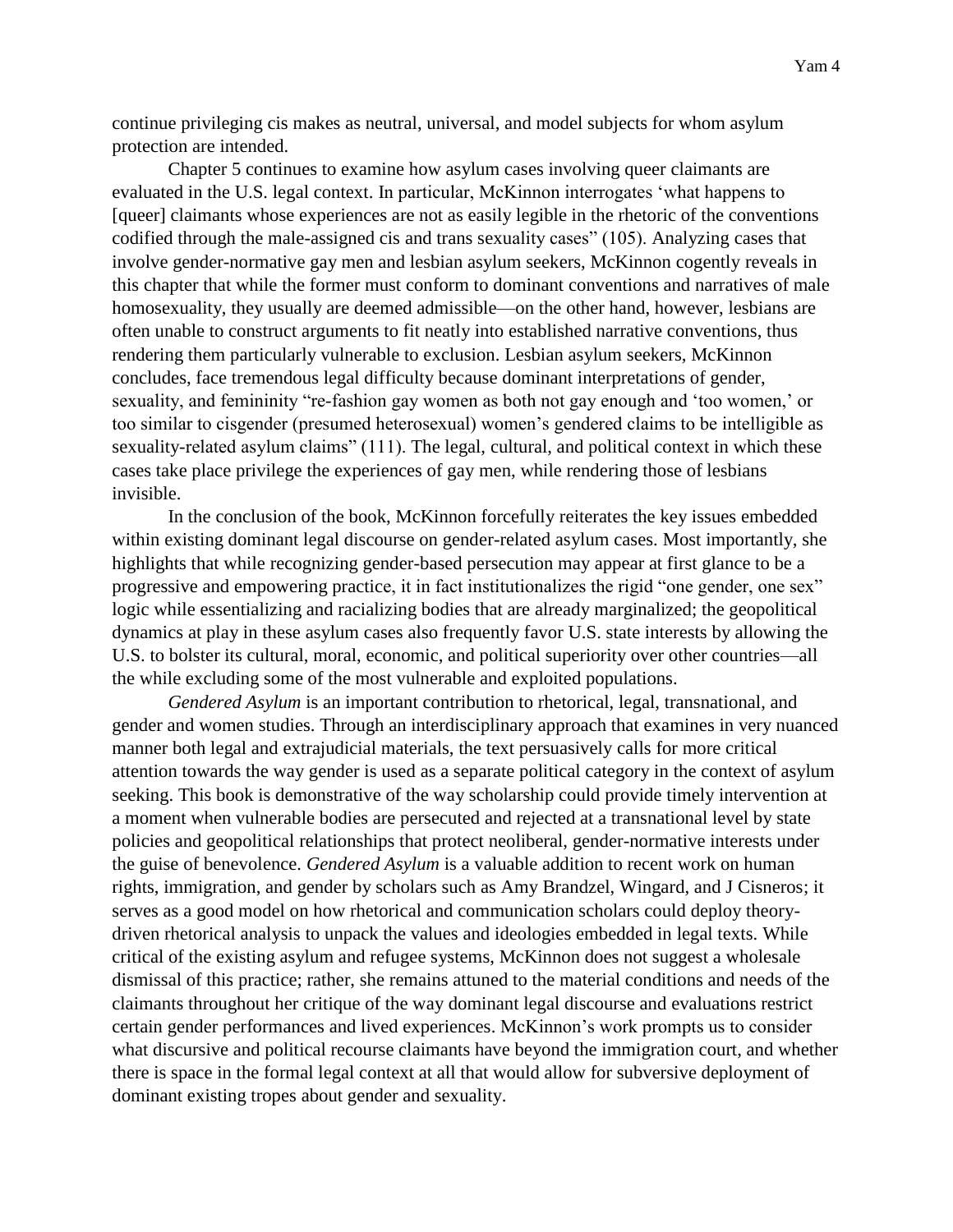continue privileging cis makes as neutral, universal, and model subjects for whom asylum protection are intended.

Chapter 5 continues to examine how asylum cases involving queer claimants are evaluated in the U.S. legal context. In particular, McKinnon interrogates 'what happens to [queer] claimants whose experiences are not as easily legible in the rhetoric of the conventions codified through the male-assigned cis and trans sexuality cases" (105). Analyzing cases that involve gender-normative gay men and lesbian asylum seekers, McKinnon cogently reveals in this chapter that while the former must conform to dominant conventions and narratives of male homosexuality, they usually are deemed admissible—on the other hand, however, lesbians are often unable to construct arguments to fit neatly into established narrative conventions, thus rendering them particularly vulnerable to exclusion. Lesbian asylum seekers, McKinnon concludes, face tremendous legal difficulty because dominant interpretations of gender, sexuality, and femininity "re-fashion gay women as both not gay enough and 'too women,' or too similar to cisgender (presumed heterosexual) women's gendered claims to be intelligible as sexuality-related asylum claims" (111). The legal, cultural, and political context in which these cases take place privilege the experiences of gay men, while rendering those of lesbians invisible.

In the conclusion of the book, McKinnon forcefully reiterates the key issues embedded within existing dominant legal discourse on gender-related asylum cases. Most importantly, she highlights that while recognizing gender-based persecution may appear at first glance to be a progressive and empowering practice, it in fact institutionalizes the rigid "one gender, one sex" logic while essentializing and racializing bodies that are already marginalized; the geopolitical dynamics at play in these asylum cases also frequently favor U.S. state interests by allowing the U.S. to bolster its cultural, moral, economic, and political superiority over other countries—all the while excluding some of the most vulnerable and exploited populations.

*Gendered Asylum* is an important contribution to rhetorical, legal, transnational, and gender and women studies. Through an interdisciplinary approach that examines in very nuanced manner both legal and extrajudicial materials, the text persuasively calls for more critical attention towards the way gender is used as a separate political category in the context of asylum seeking. This book is demonstrative of the way scholarship could provide timely intervention at a moment when vulnerable bodies are persecuted and rejected at a transnational level by state policies and geopolitical relationships that protect neoliberal, gender-normative interests under the guise of benevolence. *Gendered Asylum* is a valuable addition to recent work on human rights, immigration, and gender by scholars such as Amy Brandzel, Wingard, and J Cisneros; it serves as a good model on how rhetorical and communication scholars could deploy theory-driven rhetorical analysis to unpack the values and ideologies embedded in legal texts. While critical of the existing asylum and refugee systems, McKinnon does not suggest a wholesale dismissal of this practice; rather, she remains attuned to the material conditions and needs of the claimants throughout her critique of the way dominant legal discourse and evaluations restrict certain gender performances and lived experiences. McKinnon's work prompts us to consider what discursive and political recourse claimants have beyond the immigration court, and whether there is space in the formal legal context at all that would allow for subversive deployment of dominant existing tropes about gender and sexuality.